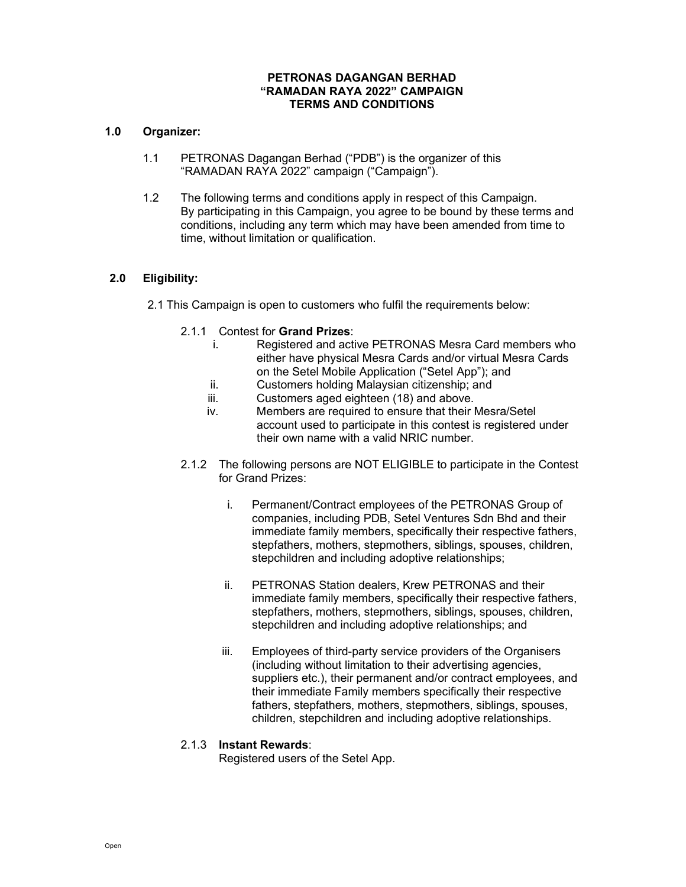**PETRONAS DAGANGAN BERHAD**
**"RAMADAN RAYA 2022" CAMPAIGN**
**TERMS AND CONDITIONS**

## 1.0 Organizer:

1.1 PETRONAS Dagangan Berhad ("PDB") is the organizer of this "RAMADAN RAYA 2022" campaign ("Campaign").

1.2 The following terms and conditions apply in respect of this Campaign. By participating in this Campaign, you agree to be bound by these terms and conditions, including any term which may have been amended from time to time, without limitation or qualification.

## 2.0 Eligibility:

2.1 This Campaign is open to customers who fulfil the requirements below:

2.1.1 Contest for **Grand Prizes**:

i. Registered and active PETRONAS Mesra Card members who either have physical Mesra Cards and/or virtual Mesra Cards on the Setel Mobile Application ("Setel App"); and

ii. Customers holding Malaysian citizenship; and

iii. Customers aged eighteen (18) and above.

iv. Members are required to ensure that their Mesra/Setel account used to participate in this contest is registered under their own name with a valid NRIC number.

2.1.2 The following persons are NOT ELIGIBLE to participate in the Contest for Grand Prizes:

i. Permanent/Contract employees of the PETRONAS Group of companies, including PDB, Setel Ventures Sdn Bhd and their immediate family members, specifically their respective fathers, stepfathers, mothers, stepmothers, siblings, spouses, children, stepchildren and including adoptive relationships;

ii. PETRONAS Station dealers, Krew PETRONAS and their immediate family members, specifically their respective fathers, stepfathers, mothers, stepmothers, siblings, spouses, children, stepchildren and including adoptive relationships; and

iii. Employees of third-party service providers of the Organisers (including without limitation to their advertising agencies, suppliers etc.), their permanent and/or contract employees, and their immediate Family members specifically their respective fathers, stepfathers, mothers, stepmothers, siblings, spouses, children, stepchildren and including adoptive relationships.

2.1.3 **Instant Rewards**:
Registered users of the Setel App.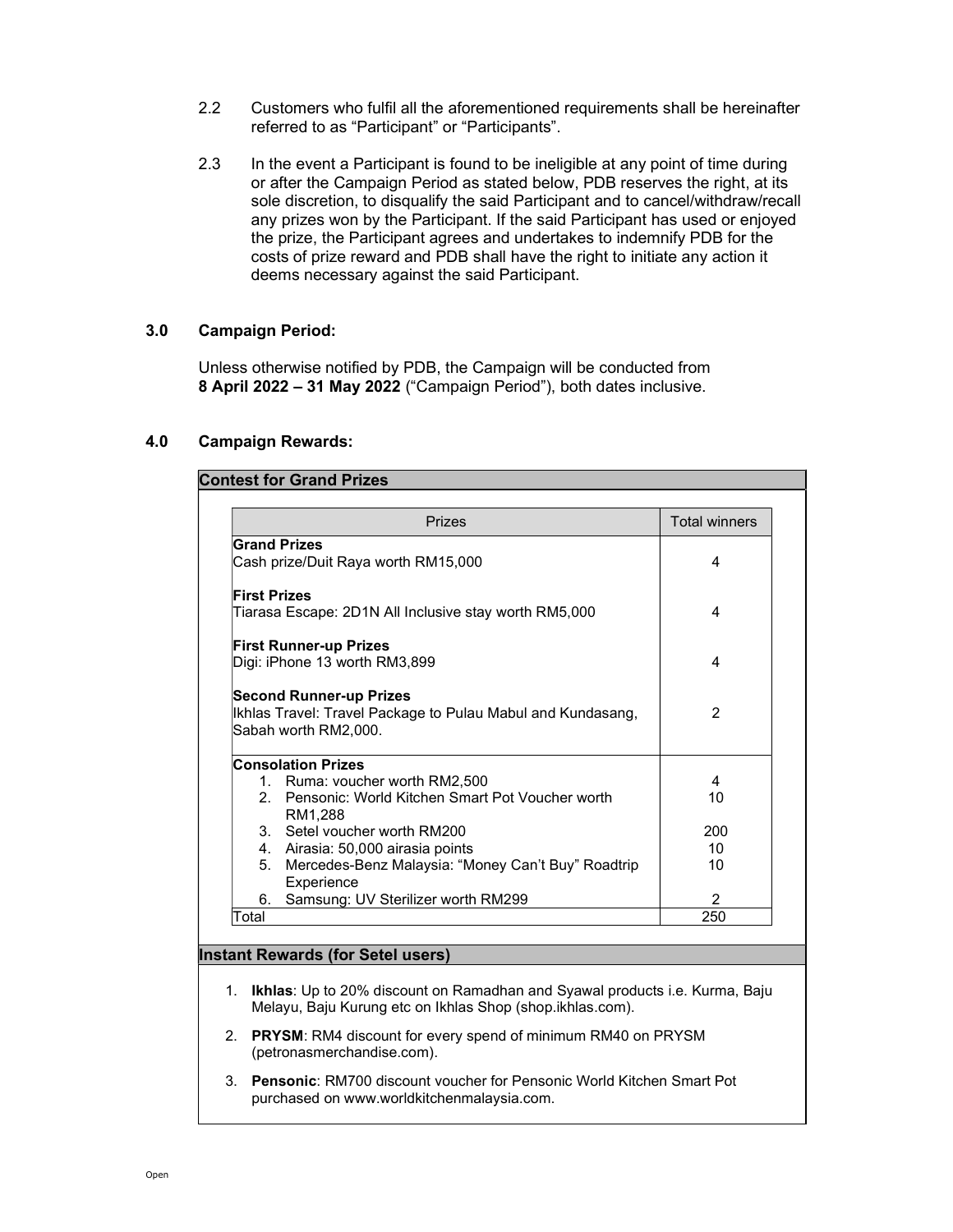2.2 Customers who fulfil all the aforementioned requirements shall be hereinafter referred to as "Participant" or "Participants".

2.3 In the event a Participant is found to be ineligible at any point of time during or after the Campaign Period as stated below, PDB reserves the right, at its sole discretion, to disqualify the said Participant and to cancel/withdraw/recall any prizes won by the Participant. If the said Participant has used or enjoyed the prize, the Participant agrees and undertakes to indemnify PDB for the costs of prize reward and PDB shall have the right to initiate any action it deems necessary against the said Participant.

## 3.0 Campaign Period:

Unless otherwise notified by PDB, the Campaign will be conducted from **8 April 2022 – 31 May 2022** ("Campaign Period"), both dates inclusive.

## 4.0 Campaign Rewards:

**Contest for Grand Prizes**

| Prizes | Total winners |
|---|---|
| **Grand Prizes**<br>Cash prize/Duit Raya worth RM15,000 | 4 |
| **First Prizes**<br>Tiarasa Escape: 2D1N All Inclusive stay worth RM5,000 | 4 |
| **First Runner-up Prizes**<br>Digi: iPhone 13 worth RM3,899 | 4 |
| **Second Runner-up Prizes**<br>Ikhlas Travel: Travel Package to Pulau Mabul and Kundasang, Sabah worth RM2,000. | 2 |
| **Consolation Prizes** | |
| 1. Ruma: voucher worth RM2,500 | 4 |
| 2. Pensonic: World Kitchen Smart Pot Voucher worth RM1,288 | 10 |
| 3. Setel voucher worth RM200 | 200 |
| 4. Airasia: 50,000 airasia points | 10 |
| 5. Mercedes-Benz Malaysia: "Money Can't Buy" Roadtrip Experience | 10 |
| 6. Samsung: UV Sterilizer worth RM299 | 2 |
| Total | 250 |

**Instant Rewards (for Setel users)**

1. **Ikhlas**: Up to 20% discount on Ramadhan and Syawal products i.e. Kurma, Baju Melayu, Baju Kurung etc on Ikhlas Shop (shop.ikhlas.com).
2. **PRYSM**: RM4 discount for every spend of minimum RM40 on PRYSM (petronasmerchandise.com).
3. **Pensonic**: RM700 discount voucher for Pensonic World Kitchen Smart Pot purchased on www.worldkitchenmalaysia.com.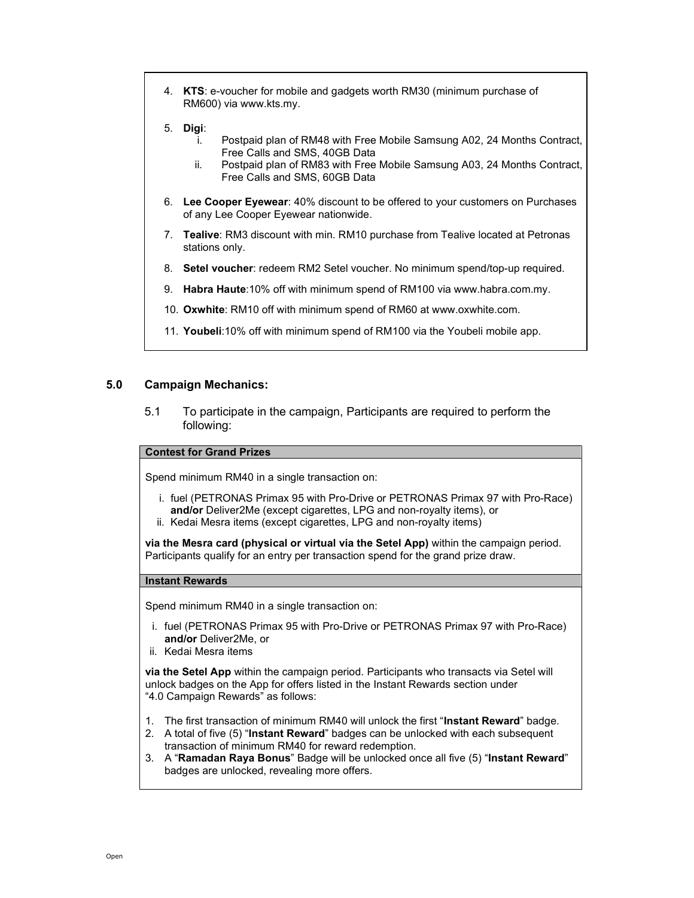4. **KTS**: e-voucher for mobile and gadgets worth RM30 (minimum purchase of RM600) via www.kts.my.

5. **Digi**:
   i. Postpaid plan of RM48 with Free Mobile Samsung A02, 24 Months Contract, Free Calls and SMS, 40GB Data
   ii. Postpaid plan of RM83 with Free Mobile Samsung A03, 24 Months Contract, Free Calls and SMS, 60GB Data

6. **Lee Cooper Eyewear**: 40% discount to be offered to your customers on Purchases of any Lee Cooper Eyewear nationwide.

7. **Tealive**: RM3 discount with min. RM10 purchase from Tealive located at Petronas stations only.

8. **Setel voucher**: redeem RM2 Setel voucher. No minimum spend/top-up required.

9. **Habra Haute**:10% off with minimum spend of RM100 via www.habra.com.my.

10. **Oxwhite**: RM10 off with minimum spend of RM60 at www.oxwhite.com.

11. **Youbeli**:10% off with minimum spend of RM100 via the Youbeli mobile app.

## 5.0 Campaign Mechanics:

5.1 To participate in the campaign, Participants are required to perform the following:

**Contest for Grand Prizes**

Spend minimum RM40 in a single transaction on:

i. fuel (PETRONAS Primax 95 with Pro-Drive or PETRONAS Primax 97 with Pro-Race) **and/or** Deliver2Me (except cigarettes, LPG and non-royalty items), or
ii. Kedai Mesra items (except cigarettes, LPG and non-royalty items)

**via the Mesra card (physical or virtual via the Setel App)** within the campaign period. Participants qualify for an entry per transaction spend for the grand prize draw.

**Instant Rewards**

Spend minimum RM40 in a single transaction on:

i. fuel (PETRONAS Primax 95 with Pro-Drive or PETRONAS Primax 97 with Pro-Race) **and/or** Deliver2Me, or
ii. Kedai Mesra items

**via the Setel App** within the campaign period. Participants who transacts via Setel will unlock badges on the App for offers listed in the Instant Rewards section under "4.0 Campaign Rewards" as follows:

1. The first transaction of minimum RM40 will unlock the first "**Instant Reward**" badge.
2. A total of five (5) "**Instant Reward**" badges can be unlocked with each subsequent transaction of minimum RM40 for reward redemption.
3. A "**Ramadan Raya Bonus**" Badge will be unlocked once all five (5) "**Instant Reward**" badges are unlocked, revealing more offers.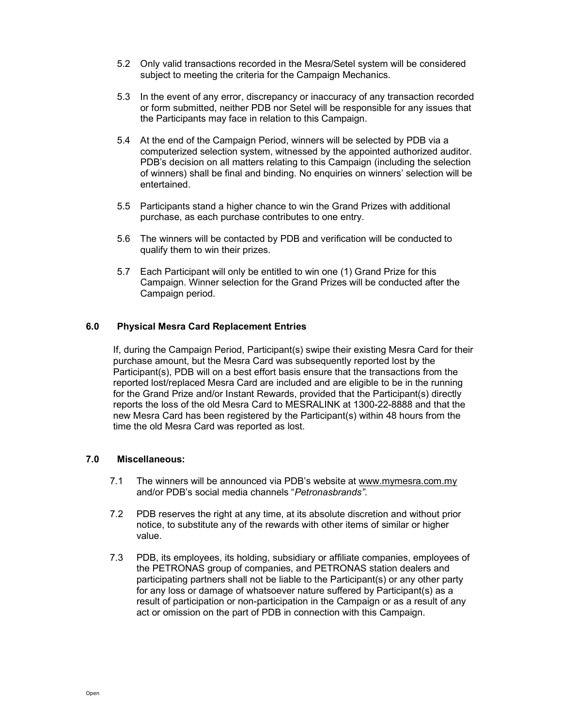5.2 Only valid transactions recorded in the Mesra/Setel system will be considered subject to meeting the criteria for the Campaign Mechanics.

5.3 In the event of any error, discrepancy or inaccuracy of any transaction recorded or form submitted, neither PDB nor Setel will be responsible for any issues that the Participants may face in relation to this Campaign.

5.4 At the end of the Campaign Period, winners will be selected by PDB via a computerized selection system, witnessed by the appointed authorized auditor. PDB's decision on all matters relating to this Campaign (including the selection of winners) shall be final and binding. No enquiries on winners' selection will be entertained.

5.5 Participants stand a higher chance to win the Grand Prizes with additional purchase, as each purchase contributes to one entry.

5.6 The winners will be contacted by PDB and verification will be conducted to qualify them to win their prizes.

5.7 Each Participant will only be entitled to win one (1) Grand Prize for this Campaign. Winner selection for the Grand Prizes will be conducted after the Campaign period.

## 6.0 Physical Mesra Card Replacement Entries

If, during the Campaign Period, Participant(s) swipe their existing Mesra Card for their purchase amount, but the Mesra Card was subsequently reported lost by the Participant(s), PDB will on a best effort basis ensure that the transactions from the reported lost/replaced Mesra Card are included and are eligible to be in the running for the Grand Prize and/or Instant Rewards, provided that the Participant(s) directly reports the loss of the old Mesra Card to MESRALINK at 1300-22-8888 and that the new Mesra Card has been registered by the Participant(s) within 48 hours from the time the old Mesra Card was reported as lost.

## 7.0 Miscellaneous:

7.1 The winners will be announced via PDB's website at www.mymesra.com.my and/or PDB's social media channels "*Petronasbrands"*.

7.2 PDB reserves the right at any time, at its absolute discretion and without prior notice, to substitute any of the rewards with other items of similar or higher value.

7.3 PDB, its employees, its holding, subsidiary or affiliate companies, employees of the PETRONAS group of companies, and PETRONAS station dealers and participating partners shall not be liable to the Participant(s) or any other party for any loss or damage of whatsoever nature suffered by Participant(s) as a result of participation or non-participation in the Campaign or as a result of any act or omission on the part of PDB in connection with this Campaign.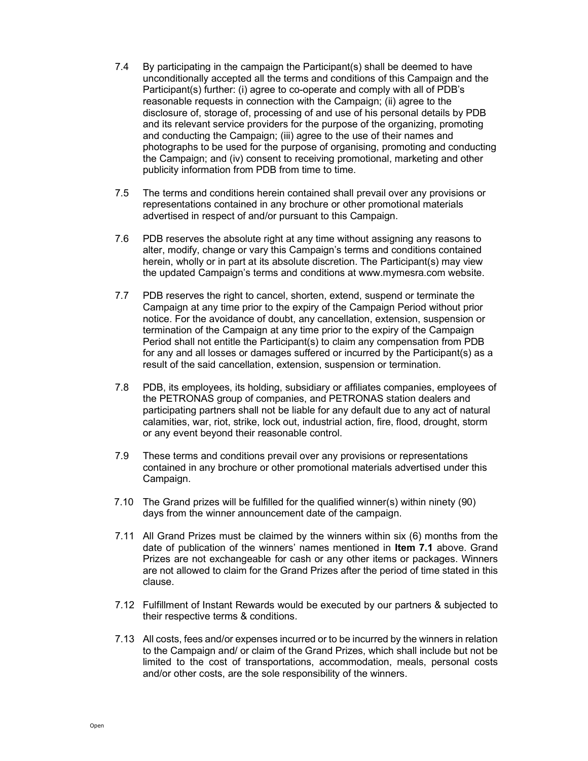7.4 By participating in the campaign the Participant(s) shall be deemed to have unconditionally accepted all the terms and conditions of this Campaign and the Participant(s) further: (i) agree to co-operate and comply with all of PDB's reasonable requests in connection with the Campaign; (ii) agree to the disclosure of, storage of, processing of and use of his personal details by PDB and its relevant service providers for the purpose of the organizing, promoting and conducting the Campaign; (iii) agree to the use of their names and photographs to be used for the purpose of organising, promoting and conducting the Campaign; and (iv) consent to receiving promotional, marketing and other publicity information from PDB from time to time.

7.5 The terms and conditions herein contained shall prevail over any provisions or representations contained in any brochure or other promotional materials advertised in respect of and/or pursuant to this Campaign.

7.6 PDB reserves the absolute right at any time without assigning any reasons to alter, modify, change or vary this Campaign's terms and conditions contained herein, wholly or in part at its absolute discretion. The Participant(s) may view the updated Campaign's terms and conditions at www.mymesra.com website.

7.7 PDB reserves the right to cancel, shorten, extend, suspend or terminate the Campaign at any time prior to the expiry of the Campaign Period without prior notice. For the avoidance of doubt, any cancellation, extension, suspension or termination of the Campaign at any time prior to the expiry of the Campaign Period shall not entitle the Participant(s) to claim any compensation from PDB for any and all losses or damages suffered or incurred by the Participant(s) as a result of the said cancellation, extension, suspension or termination.

7.8 PDB, its employees, its holding, subsidiary or affiliates companies, employees of the PETRONAS group of companies, and PETRONAS station dealers and participating partners shall not be liable for any default due to any act of natural calamities, war, riot, strike, lock out, industrial action, fire, flood, drought, storm or any event beyond their reasonable control.

7.9 These terms and conditions prevail over any provisions or representations contained in any brochure or other promotional materials advertised under this Campaign.

7.10 The Grand prizes will be fulfilled for the qualified winner(s) within ninety (90) days from the winner announcement date of the campaign.

7.11 All Grand Prizes must be claimed by the winners within six (6) months from the date of publication of the winners' names mentioned in **Item 7.1** above. Grand Prizes are not exchangeable for cash or any other items or packages. Winners are not allowed to claim for the Grand Prizes after the period of time stated in this clause.

7.12 Fulfillment of Instant Rewards would be executed by our partners & subjected to their respective terms & conditions.

7.13 All costs, fees and/or expenses incurred or to be incurred by the winners in relation to the Campaign and/ or claim of the Grand Prizes, which shall include but not be limited to the cost of transportations, accommodation, meals, personal costs and/or other costs, are the sole responsibility of the winners.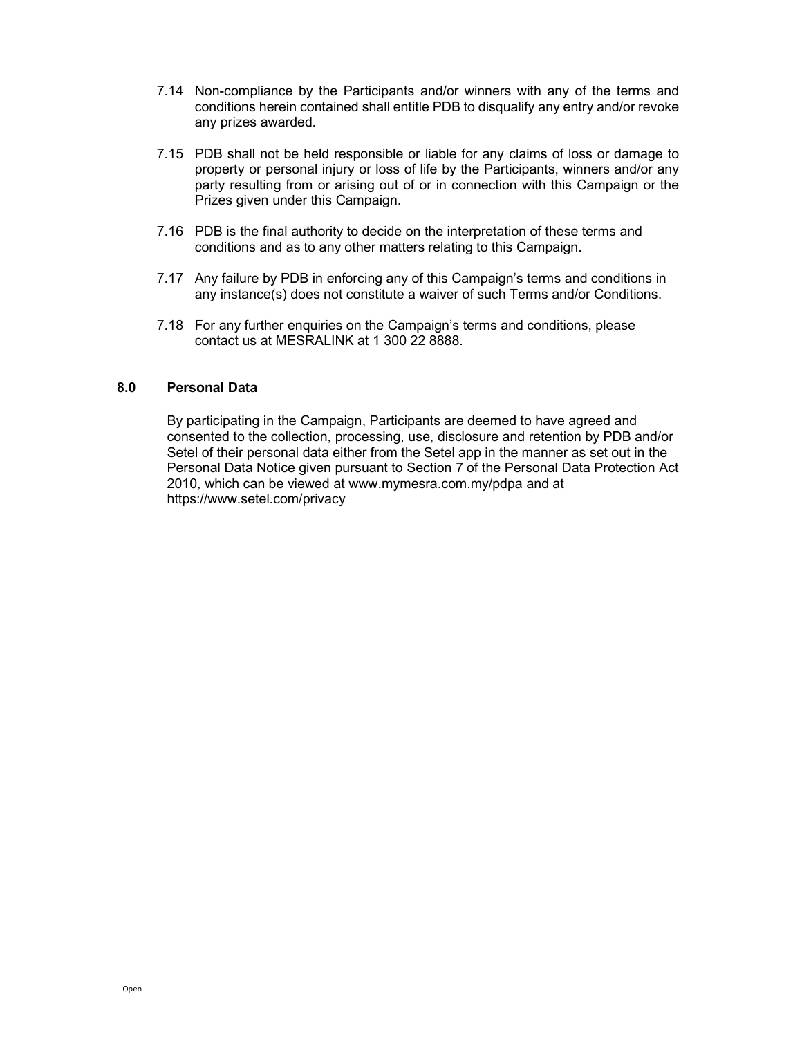7.14 Non-compliance by the Participants and/or winners with any of the terms and conditions herein contained shall entitle PDB to disqualify any entry and/or revoke any prizes awarded.

7.15 PDB shall not be held responsible or liable for any claims of loss or damage to property or personal injury or loss of life by the Participants, winners and/or any party resulting from or arising out of or in connection with this Campaign or the Prizes given under this Campaign.

7.16 PDB is the final authority to decide on the interpretation of these terms and conditions and as to any other matters relating to this Campaign.

7.17 Any failure by PDB in enforcing any of this Campaign's terms and conditions in any instance(s) does not constitute a waiver of such Terms and/or Conditions.

7.18 For any further enquiries on the Campaign's terms and conditions, please contact us at MESRALINK at 1 300 22 8888.

## 8.0 Personal Data

By participating in the Campaign, Participants are deemed to have agreed and consented to the collection, processing, use, disclosure and retention by PDB and/or Setel of their personal data either from the Setel app in the manner as set out in the Personal Data Notice given pursuant to Section 7 of the Personal Data Protection Act 2010, which can be viewed at www.mymesra.com.my/pdpa and at https://www.setel.com/privacy